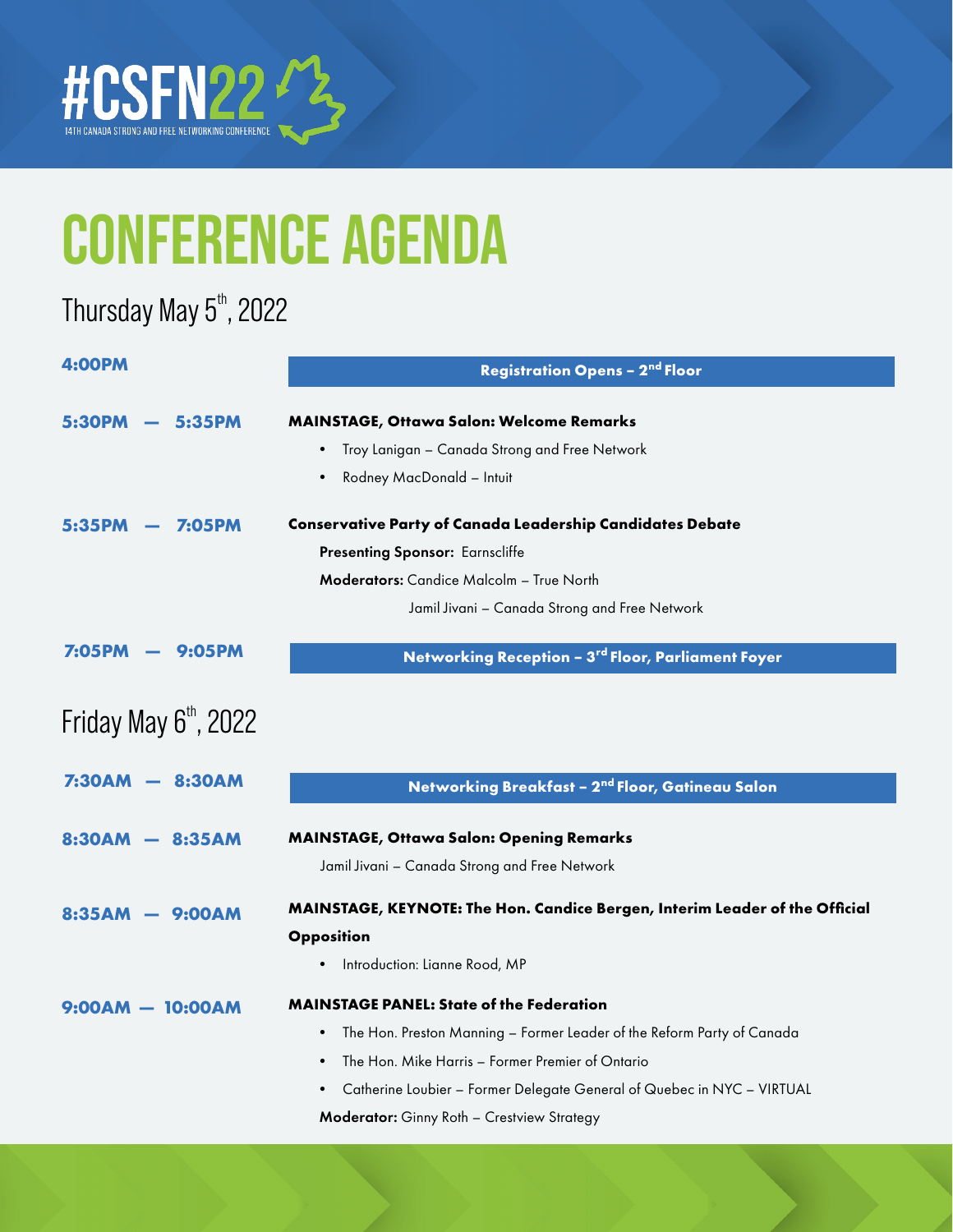# #CSFN22

14TH CANADA STRONG AND FREE NETWORKING CONFERENCE

# CONFERENCE AGENDA

## Thursday May 5th, 2022

**4:00PM** — **Registration Opens – 2nd Floor**

**5:30PM — 5:35PM** — **MAINSTAGE, Ottawa Salon: Welcome Remarks**

- Troy Lanigan – Canada Strong and Free Network
- Rodney MacDonald – Intuit

**5:35PM — 7:05PM** — **Conservative Party of Canada Leadership Candidates Debate**

**Presenting Sponsor:** Earnscliffe

**Moderators:** Candice Malcolm – True North

Jamil Jivani – Canada Strong and Free Network

**7:05PM — 9:05PM** — **Networking Reception – 3rd Floor, Parliament Foyer**

## Friday May 6th, 2022

**7:30AM — 8:30AM** — **Networking Breakfast – 2nd Floor, Gatineau Salon**

**8:30AM — 8:35AM** — **MAINSTAGE, Ottawa Salon: Opening Remarks**

Jamil Jivani – Canada Strong and Free Network

**8:35AM — 9:00AM** — **MAINSTAGE, KEYNOTE: The Hon. Candice Bergen, Interim Leader of the Official Opposition**

- Introduction: Lianne Rood, MP

**9:00AM — 10:00AM** — **MAINSTAGE PANEL: State of the Federation**

- The Hon. Preston Manning – Former Leader of the Reform Party of Canada
- The Hon. Mike Harris – Former Premier of Ontario
- Catherine Loubier – Former Delegate General of Quebec in NYC – VIRTUAL

**Moderator:** Ginny Roth – Crestview Strategy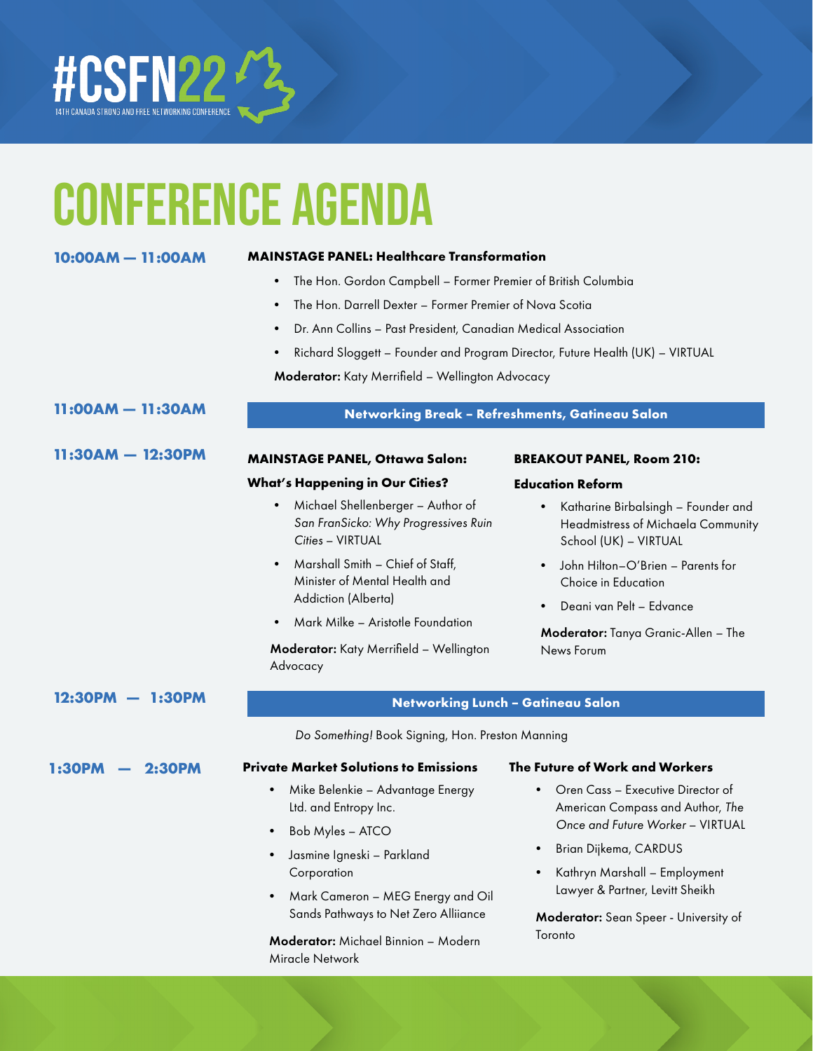# #CSFN22

14TH CANADA STRONG AND FREE NETWORKING CONFERENCE

# CONFERENCE AGENDA

## 10:00AM — 11:00AM

**MAINSTAGE PANEL: Healthcare Transformation**

- The Hon. Gordon Campbell – Former Premier of British Columbia
- The Hon. Darrell Dexter – Former Premier of Nova Scotia
- Dr. Ann Collins – Past President, Canadian Medical Association
- Richard Sloggett – Founder and Program Director, Future Health (UK) – VIRTUAL

**Moderator:** Katy Merrifield – Wellington Advocacy

## 11:00AM — 11:30AM

**Networking Break – Refreshments, Gatineau Salon**

## 11:30AM — 12:30PM

**MAINSTAGE PANEL, Ottawa Salon:**

**What's Happening in Our Cities?**

- Michael Shellenberger – Author of *San FranSicko: Why Progressives Ruin Cities* – VIRTUAL
- Marshall Smith – Chief of Staff, Minister of Mental Health and Addiction (Alberta)
- Mark Milke – Aristotle Foundation

**Moderator:** Katy Merrifield – Wellington Advocacy

**BREAKOUT PANEL, Room 210:**

**Education Reform**

- Katharine Birbalsingh – Founder and Headmistress of Michaela Community School (UK) – VIRTUAL
- John Hilton–O'Brien – Parents for Choice in Education
- Deani van Pelt – Edvance

**Moderator:** Tanya Granic-Allen – The News Forum

## 12:30PM — 1:30PM

**Networking Lunch – Gatineau Salon**

*Do Something!* Book Signing, Hon. Preston Manning

## 1:30PM — 2:30PM

**Private Market Solutions to Emissions**

- Mike Belenkie – Advantage Energy Ltd. and Entropy Inc.
- Bob Myles – ATCO
- Jasmine Igneski – Parkland Corporation
- Mark Cameron – MEG Energy and Oil Sands Pathways to Net Zero Alliiance

**Moderator:** Michael Binnion – Modern Miracle Network

**The Future of Work and Workers**

- Oren Cass – Executive Director of American Compass and Author, *The Once and Future Worker* – VIRTUAL
- Brian Dijkema, CARDUS
- Kathryn Marshall – Employment Lawyer & Partner, Levitt Sheikh

**Moderator:** Sean Speer - University of Toronto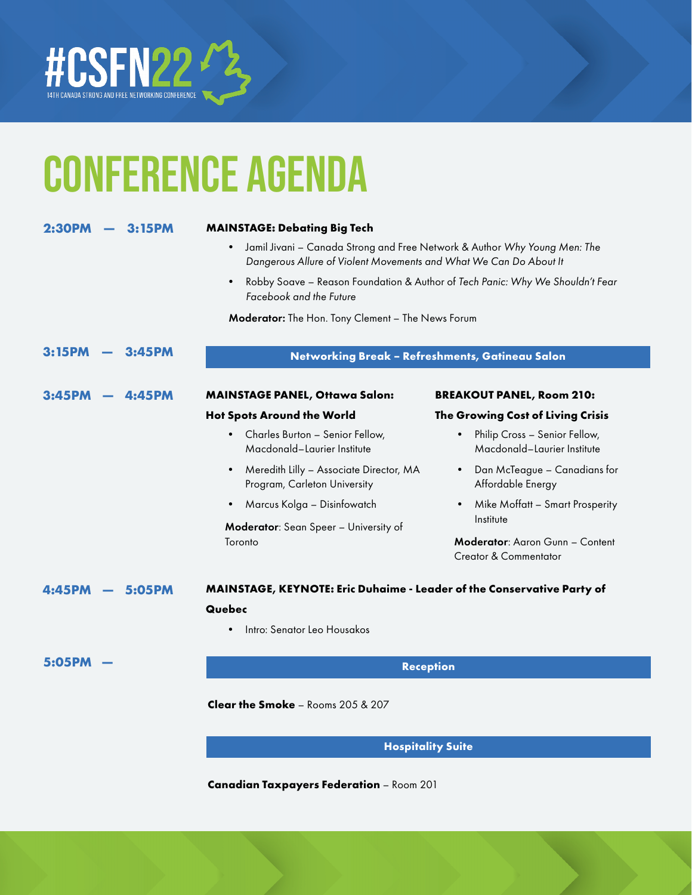# #CSFN22

14TH CANADA STRONG AND FREE NETWORKING CONFERENCE

# CONFERENCE AGENDA

**2:30PM — 3:15PM**

**MAINSTAGE: Debating Big Tech**

- Jamil Jivani – Canada Strong and Free Network & Author *Why Young Men: The Dangerous Allure of Violent Movements and What We Can Do About It*
- Robby Soave – Reason Foundation & Author of *Tech Panic: Why We Shouldn't Fear Facebook and the Future*

**Moderator:** The Hon. Tony Clement – The News Forum

**3:15PM — 3:45PM**

**Networking Break – Refreshments, Gatineau Salon**

**3:45PM — 4:45PM**

**MAINSTAGE PANEL, Ottawa Salon:**

**Hot Spots Around the World**

- Charles Burton – Senior Fellow, Macdonald–Laurier Institute
- Meredith Lilly – Associate Director, MA Program, Carleton University
- Marcus Kolga – Disinfowatch

**Moderator**: Sean Speer – University of Toronto

**BREAKOUT PANEL, Room 210:**

**The Growing Cost of Living Crisis**

- Philip Cross – Senior Fellow, Macdonald–Laurier Institute
- Dan McTeague – Canadians for Affordable Energy
- Mike Moffatt – Smart Prosperity Institute

**Moderator**: Aaron Gunn – Content Creator & Commentator

**4:45PM — 5:05PM**

**MAINSTAGE, KEYNOTE: Eric Duhaime - Leader of the Conservative Party of Quebec**

- Intro: Senator Leo Housakos

**5:05PM —**

**Reception**

**Clear the Smoke** – Rooms 205 & 207

**Hospitality Suite**

**Canadian Taxpayers Federation** – Room 201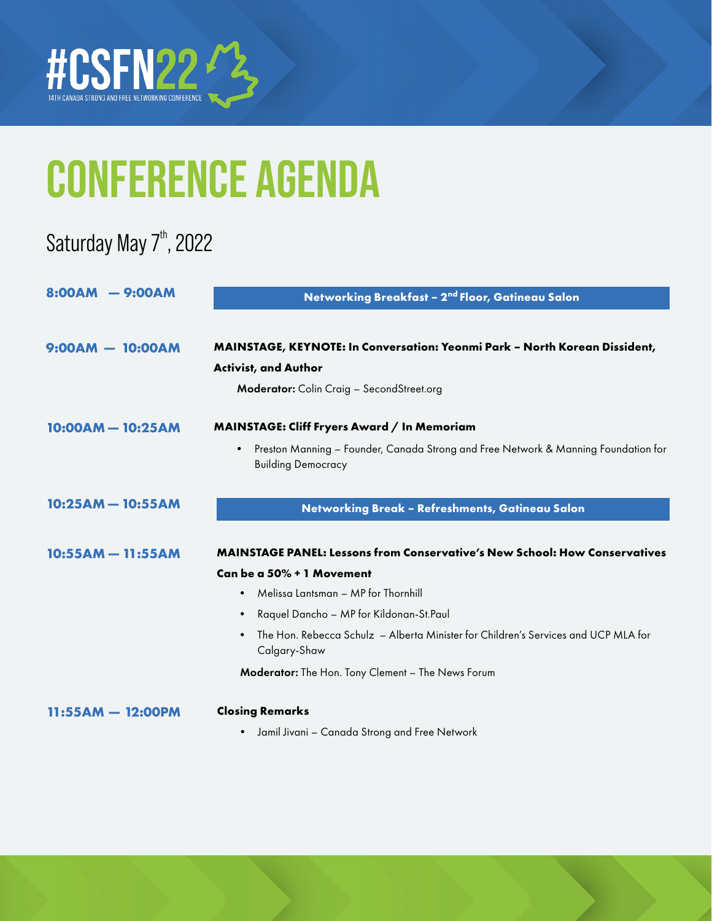# #CSFN22

14TH CANADA STRONG AND FREE NETWORKING CONFERENCE

# CONFERENCE AGENDA

## Saturday May 7th, 2022

**8:00AM — 9:00AM**

**Networking Breakfast – 2nd Floor, Gatineau Salon**

**9:00AM — 10:00AM**

**MAINSTAGE, KEYNOTE: In Conversation: Yeonmi Park – North Korean Dissident, Activist, and Author**

**Moderator:** Colin Craig – SecondStreet.org

**10:00AM — 10:25AM**

**MAINSTAGE: Cliff Fryers Award / In Memoriam**

- Preston Manning – Founder, Canada Strong and Free Network & Manning Foundation for Building Democracy

**10:25AM — 10:55AM**

**Networking Break – Refreshments, Gatineau Salon**

**10:55AM — 11:55AM**

**MAINSTAGE PANEL: Lessons from Conservative's New School: How Conservatives Can be a 50% + 1 Movement**

- Melissa Lantsman – MP for Thornhill
- Raquel Dancho – MP for Kildonan-St.Paul
- The Hon. Rebecca Schulz – Alberta Minister for Children's Services and UCP MLA for Calgary-Shaw

**Moderator:** The Hon. Tony Clement – The News Forum

**11:55AM — 12:00PM**

**Closing Remarks**

- Jamil Jivani – Canada Strong and Free Network